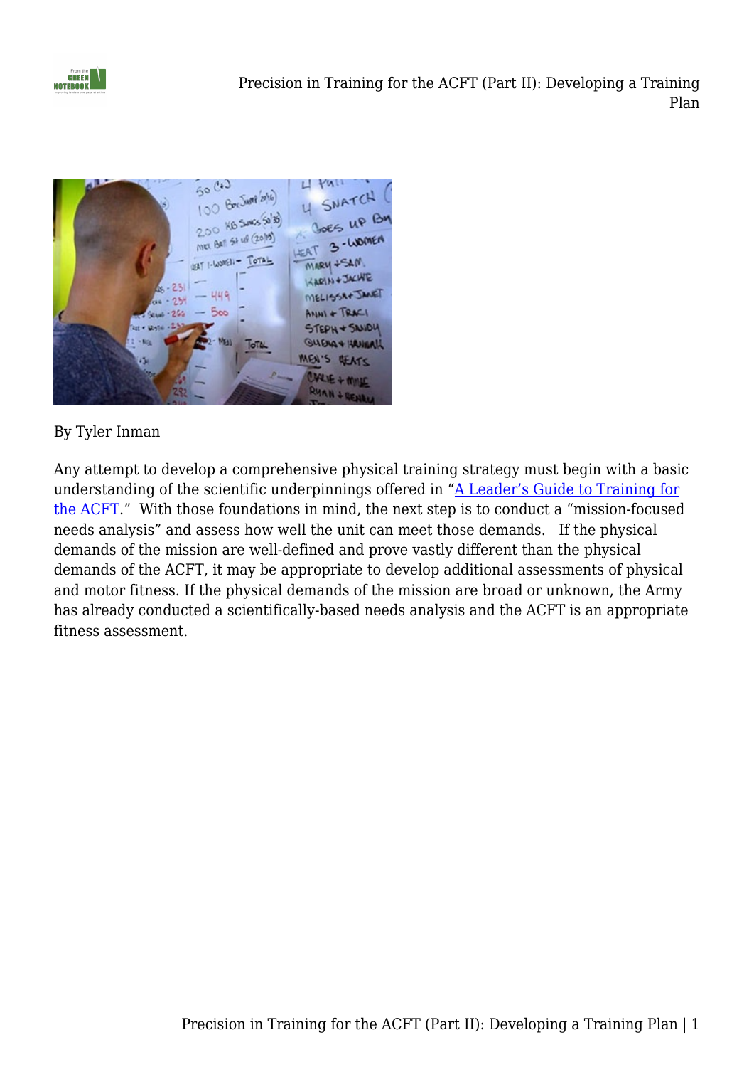By Tyler Inman

Any attempt to develop a comprehensive physical training strategy must begin with a basic understanding of the scientific underpinnings offered in "A Leader's Guide to Training for the ACFT." With those foundations in mind, the next step is to conduct a "mission-focused needs analysis" and assess how well the unit can meet those demands. If the physical demands of the mission are well-defined and prove vastly different than the physical demands of the ACFT, it may be appropriate to develop additional assessments of physical and motor fitness. If the physical demands of the mission are broad or unknown, the Army has already conducted a scientifically-based needs analysis and the ACFT is an appropriate fitness assessment.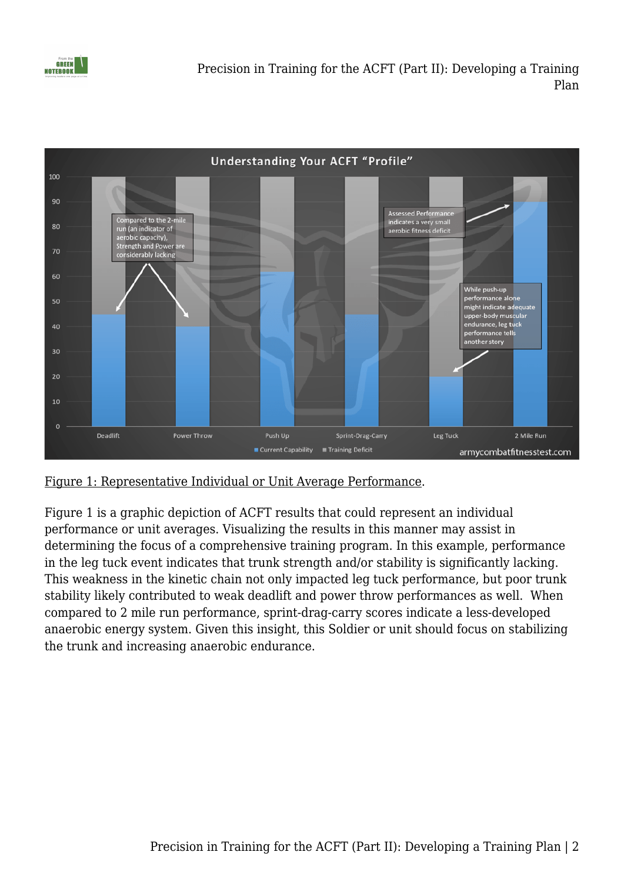Figure 1: Representative Individual or Unit Average Performance.

Figure 1 is a graphic depiction of ACFT results that could represent an individual performance or unit averages. Visualizing the results in this manner may assist in determining the focus of a comprehensive training program. In this example, performance in the leg tuck event indicates that trunk strength and/or stability is significantly lacking. This weakness in the kinetic chain not only impacted leg tuck performance, but poor trunk stability likely contributed to weak deadlift and power throw performances as well. When compared to 2 mile run performance, sprint-drag-carry scores indicate a less-developed anaerobic energy system. Given this insight, this Soldier or unit should focus on stabilizing the trunk and increasing anaerobic endurance.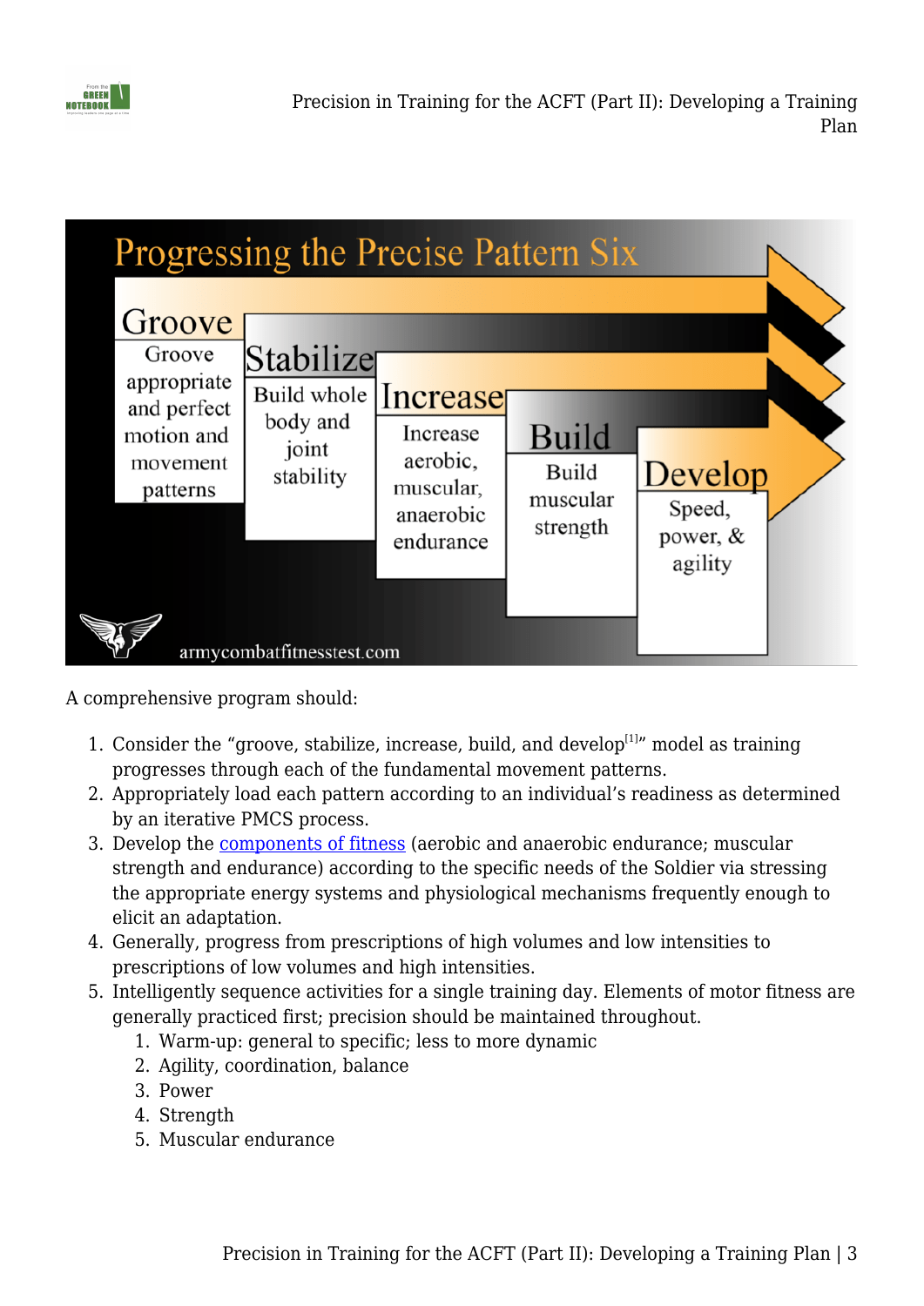**Progressing the Precise Pattern Six**

- **Groove**: Groove appropriate and perfect motion and movement patterns
- **Stabilize**: Build whole body and joint stability
- **Increase**: Increase aerobic, muscular, anaerobic endurance
- **Build**: Build muscular strength
- **Develop**: Speed, power, & agility

armycombatfitnesstest.com

A comprehensive program should:

1. Consider the "groove, stabilize, increase, build, and develop[1]" model as training progresses through each of the fundamental movement patterns.
2. Appropriately load each pattern according to an individual's readiness as determined by an iterative PMCS process.
3. Develop the components of fitness (aerobic and anaerobic endurance; muscular strength and endurance) according to the specific needs of the Soldier via stressing the appropriate energy systems and physiological mechanisms frequently enough to elicit an adaptation.
4. Generally, progress from prescriptions of high volumes and low intensities to prescriptions of low volumes and high intensities.
5. Intelligently sequence activities for a single training day. Elements of motor fitness are generally practiced first; precision should be maintained throughout.
   1. Warm-up: general to specific; less to more dynamic
   2. Agility, coordination, balance
   3. Power
   4. Strength
   5. Muscular endurance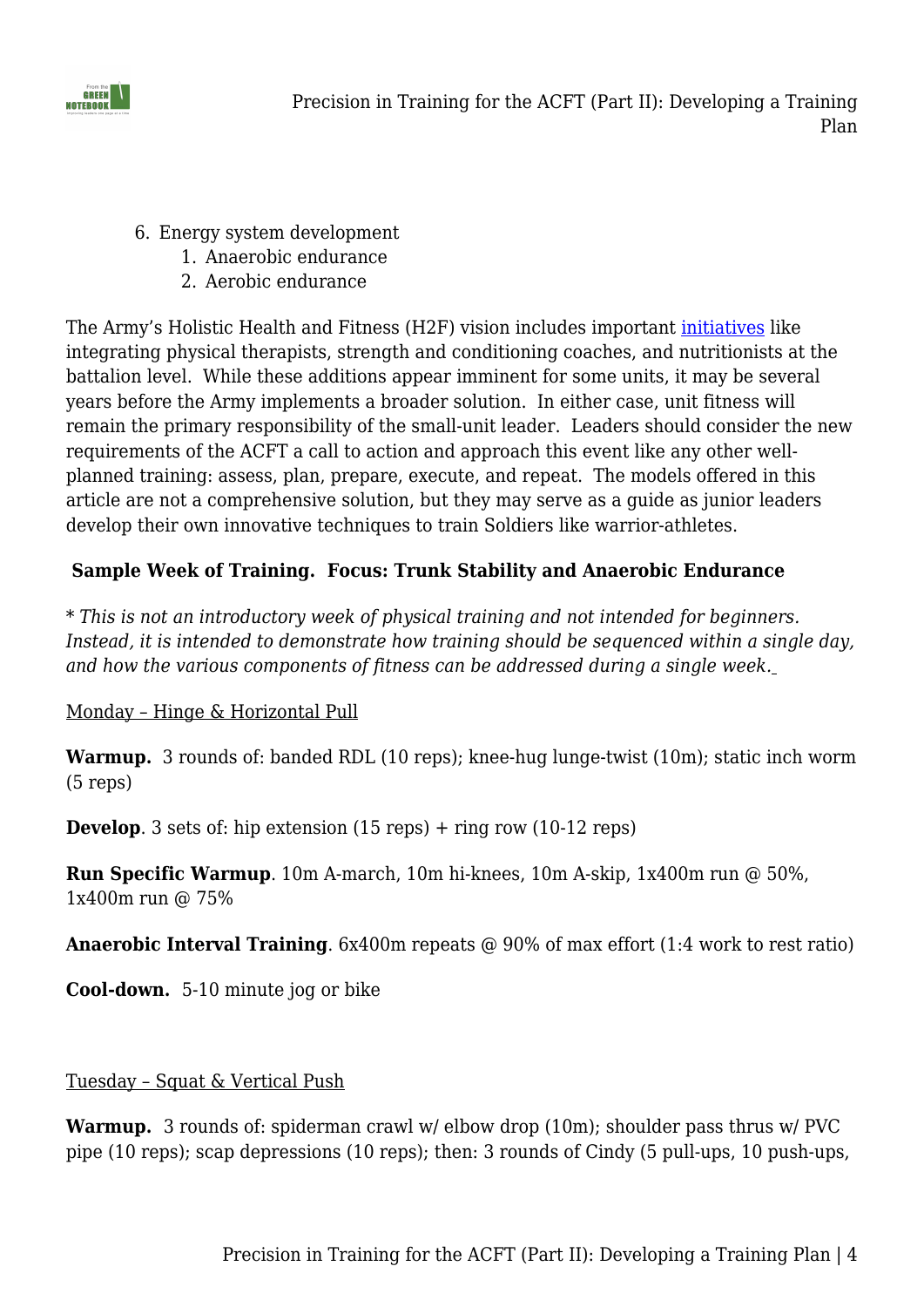6. Energy system development
    1. Anaerobic endurance
    2. Aerobic endurance

The Army's Holistic Health and Fitness (H2F) vision includes important initiatives like integrating physical therapists, strength and conditioning coaches, and nutritionists at the battalion level. While these additions appear imminent for some units, it may be several years before the Army implements a broader solution. In either case, unit fitness will remain the primary responsibility of the small-unit leader. Leaders should consider the new requirements of the ACFT a call to action and approach this event like any other well-planned training: assess, plan, prepare, execute, and repeat. The models offered in this article are not a comprehensive solution, but they may serve as a guide as junior leaders develop their own innovative techniques to train Soldiers like warrior-athletes.

**Sample Week of Training. Focus: Trunk Stability and Anaerobic Endurance**

* *This is not an introductory week of physical training and not intended for beginners. Instead, it is intended to demonstrate how training should be sequenced within a single day, and how the various components of fitness can be addressed during a single week.*

Monday – Hinge & Horizontal Pull

**Warmup.** 3 rounds of: banded RDL (10 reps); knee-hug lunge-twist (10m); static inch worm (5 reps)

**Develop**. 3 sets of: hip extension (15 reps) + ring row (10-12 reps)

**Run Specific Warmup**. 10m A-march, 10m hi-knees, 10m A-skip, 1x400m run @ 50%, 1x400m run @ 75%

**Anaerobic Interval Training**. 6x400m repeats @ 90% of max effort (1:4 work to rest ratio)

**Cool-down.** 5-10 minute jog or bike

Tuesday – Squat & Vertical Push

**Warmup.** 3 rounds of: spiderman crawl w/ elbow drop (10m); shoulder pass thrus w/ PVC pipe (10 reps); scap depressions (10 reps); then: 3 rounds of Cindy (5 pull-ups, 10 push-ups,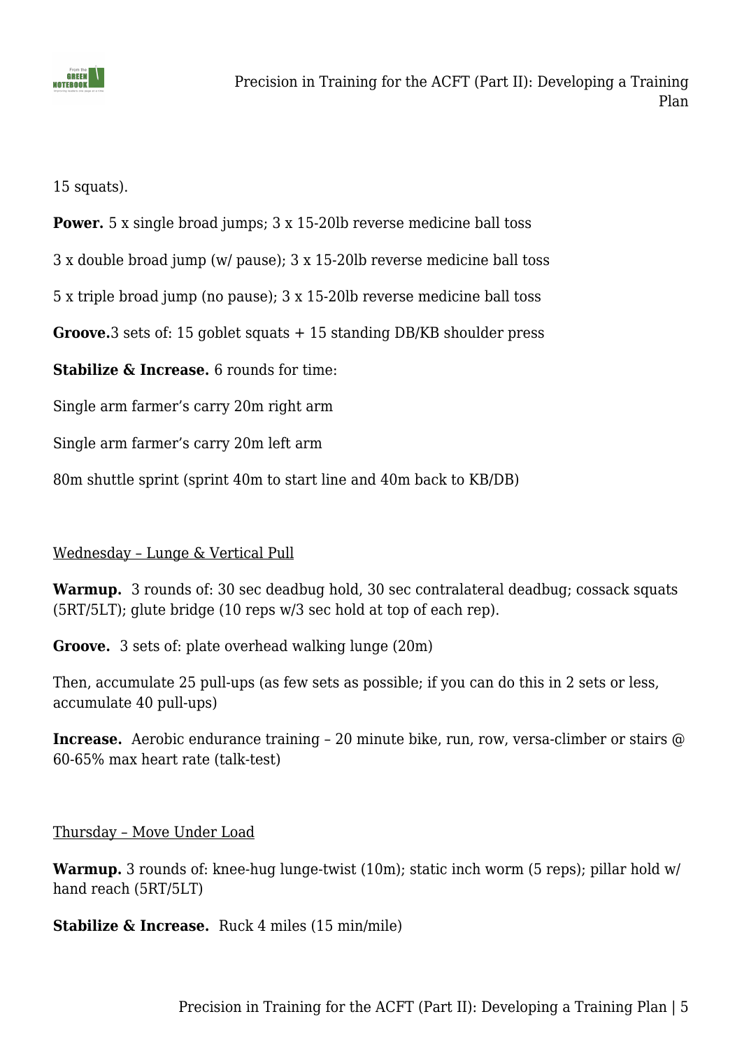15 squats).

**Power.** 5 x single broad jumps; 3 x 15-20lb reverse medicine ball toss

3 x double broad jump (w/ pause); 3 x 15-20lb reverse medicine ball toss

5 x triple broad jump (no pause); 3 x 15-20lb reverse medicine ball toss

**Groove.**3 sets of: 15 goblet squats + 15 standing DB/KB shoulder press

**Stabilize & Increase.** 6 rounds for time:

Single arm farmer's carry 20m right arm

Single arm farmer's carry 20m left arm

80m shuttle sprint (sprint 40m to start line and 40m back to KB/DB)

<u>Wednesday – Lunge & Vertical Pull</u>

**Warmup.** 3 rounds of: 30 sec deadbug hold, 30 sec contralateral deadbug; cossack squats (5RT/5LT); glute bridge (10 reps w/3 sec hold at top of each rep).

**Groove.** 3 sets of: plate overhead walking lunge (20m)

Then, accumulate 25 pull-ups (as few sets as possible; if you can do this in 2 sets or less, accumulate 40 pull-ups)

**Increase.** Aerobic endurance training – 20 minute bike, run, row, versa-climber or stairs @ 60-65% max heart rate (talk-test)

<u>Thursday – Move Under Load</u>

**Warmup.** 3 rounds of: knee-hug lunge-twist (10m); static inch worm (5 reps); pillar hold w/ hand reach (5RT/5LT)

**Stabilize & Increase.** Ruck 4 miles (15 min/mile)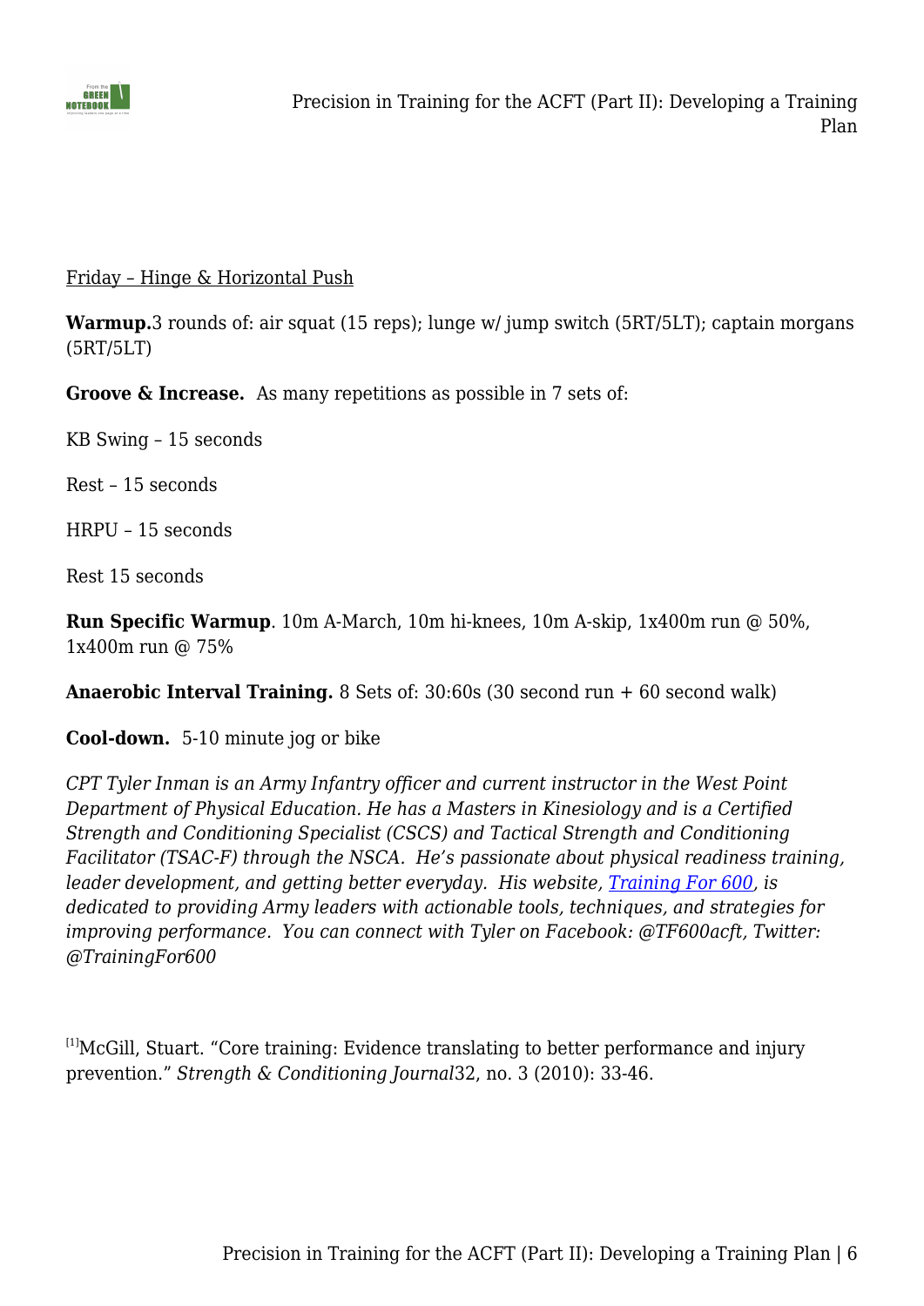Friday – Hinge & Horizontal Push

**Warmup.** 3 rounds of: air squat (15 reps); lunge w/ jump switch (5RT/5LT); captain morgans (5RT/5LT)

**Groove & Increase.** As many repetitions as possible in 7 sets of:

KB Swing – 15 seconds

Rest – 15 seconds

HRPU – 15 seconds

Rest 15 seconds

**Run Specific Warmup**. 10m A-March, 10m hi-knees, 10m A-skip, 1x400m run @ 50%, 1x400m run @ 75%

**Anaerobic Interval Training.** 8 Sets of: 30:60s (30 second run + 60 second walk)

**Cool-down.** 5-10 minute jog or bike

*CPT Tyler Inman is an Army Infantry officer and current instructor in the West Point Department of Physical Education. He has a Masters in Kinesiology and is a Certified Strength and Conditioning Specialist (CSCS) and Tactical Strength and Conditioning Facilitator (TSAC-F) through the NSCA. He's passionate about physical readiness training, leader development, and getting better everyday. His website, Training For 600, is dedicated to providing Army leaders with actionable tools, techniques, and strategies for improving performance. You can connect with Tyler on Facebook: @TF600acft, Twitter: @TrainingFor600*

[1] McGill, Stuart. "Core training: Evidence translating to better performance and injury prevention." *Strength & Conditioning Journal* 32, no. 3 (2010): 33-46.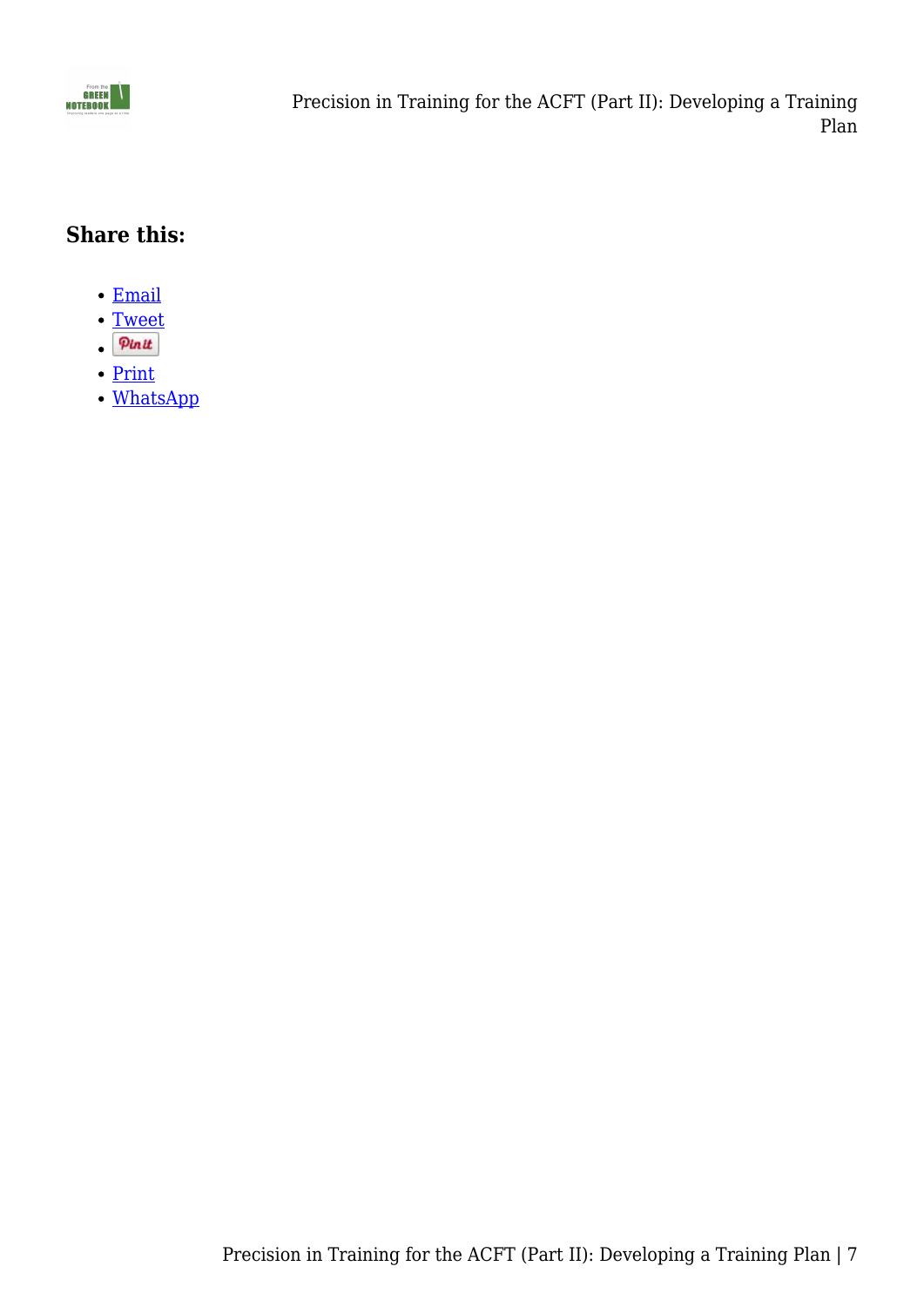## Share this:

- Email
- Tweet
- Pin it
- Print
- WhatsApp